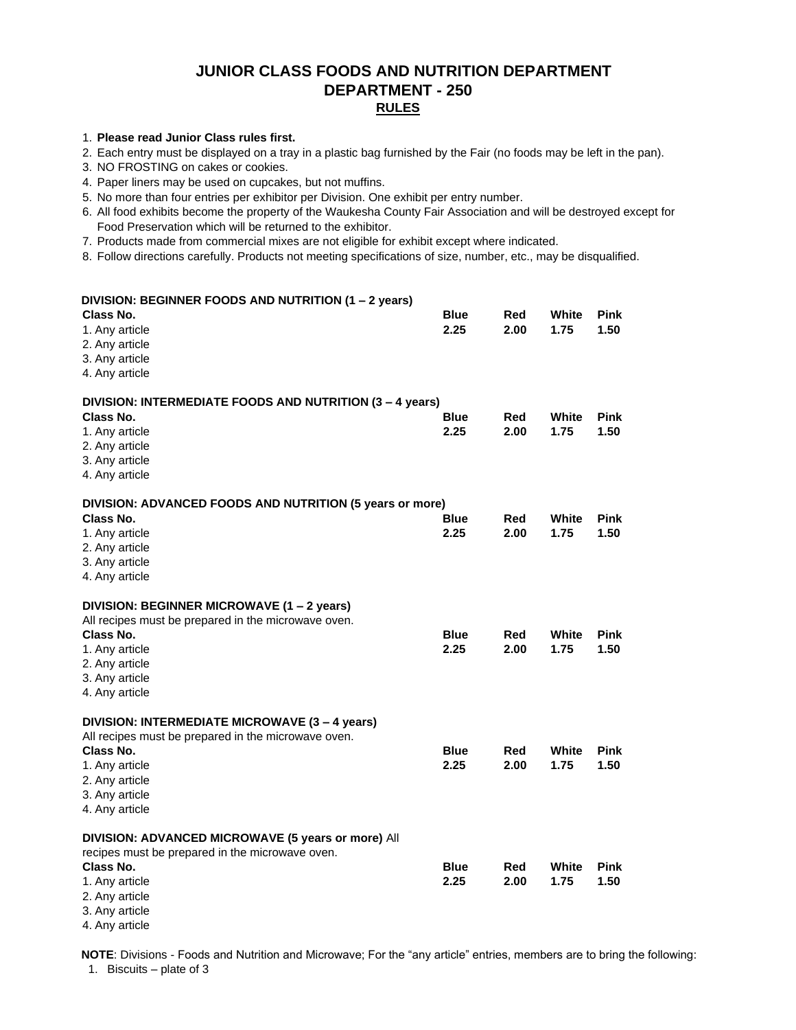# JUNIOR CLASS FOODS AND NUTRITION DEPARTMENT
# DEPARTMENT - 250
## RULES

1. **Please read Junior Class rules first.**
2. Each entry must be displayed on a tray in a plastic bag furnished by the Fair (no foods may be left in the pan).
3. NO FROSTING on cakes or cookies.
4. Paper liners may be used on cupcakes, but not muffins.
5. No more than four entries per exhibitor per Division. One exhibit per entry number.
6. All food exhibits become the property of the Waukesha County Fair Association and will be destroyed except for Food Preservation which will be returned to the exhibitor.
7. Products made from commercial mixes are not eligible for exhibit except where indicated.
8. Follow directions carefully. Products not meeting specifications of size, number, etc., may be disqualified.

### DIVISION: BEGINNER FOODS AND NUTRITION (1 – 2 years)

| Class No. | Blue | Red | White | Pink |
|---|---|---|---|---|
| 1. Any article | 2.25 | 2.00 | 1.75 | 1.50 |
| 2. Any article | | | | |
| 3. Any article | | | | |
| 4. Any article | | | | |

### DIVISION: INTERMEDIATE FOODS AND NUTRITION (3 – 4 years)

| Class No. | Blue | Red | White | Pink |
|---|---|---|---|---|
| 1. Any article | 2.25 | 2.00 | 1.75 | 1.50 |
| 2. Any article | | | | |
| 3. Any article | | | | |
| 4. Any article | | | | |

### DIVISION: ADVANCED FOODS AND NUTRITION (5 years or more)

| Class No. | Blue | Red | White | Pink |
|---|---|---|---|---|
| 1. Any article | 2.25 | 2.00 | 1.75 | 1.50 |
| 2. Any article | | | | |
| 3. Any article | | | | |
| 4. Any article | | | | |

### DIVISION: BEGINNER MICROWAVE (1 – 2 years)

All recipes must be prepared in the microwave oven.

| Class No. | Blue | Red | White | Pink |
|---|---|---|---|---|
| 1. Any article | 2.25 | 2.00 | 1.75 | 1.50 |
| 2. Any article | | | | |
| 3. Any article | | | | |
| 4. Any article | | | | |

### DIVISION: INTERMEDIATE MICROWAVE (3 – 4 years)

All recipes must be prepared in the microwave oven.

| Class No. | Blue | Red | White | Pink |
|---|---|---|---|---|
| 1. Any article | 2.25 | 2.00 | 1.75 | 1.50 |
| 2. Any article | | | | |
| 3. Any article | | | | |
| 4. Any article | | | | |

### DIVISION: ADVANCED MICROWAVE (5 years or more)

All recipes must be prepared in the microwave oven.

| Class No. | Blue | Red | White | Pink |
|---|---|---|---|---|
| 1. Any article | 2.25 | 2.00 | 1.75 | 1.50 |
| 2. Any article | | | | |
| 3. Any article | | | | |
| 4. Any article | | | | |

**NOTE**: Divisions - Foods and Nutrition and Microwave; For the "any article" entries, members are to bring the following:

1. Biscuits – plate of 3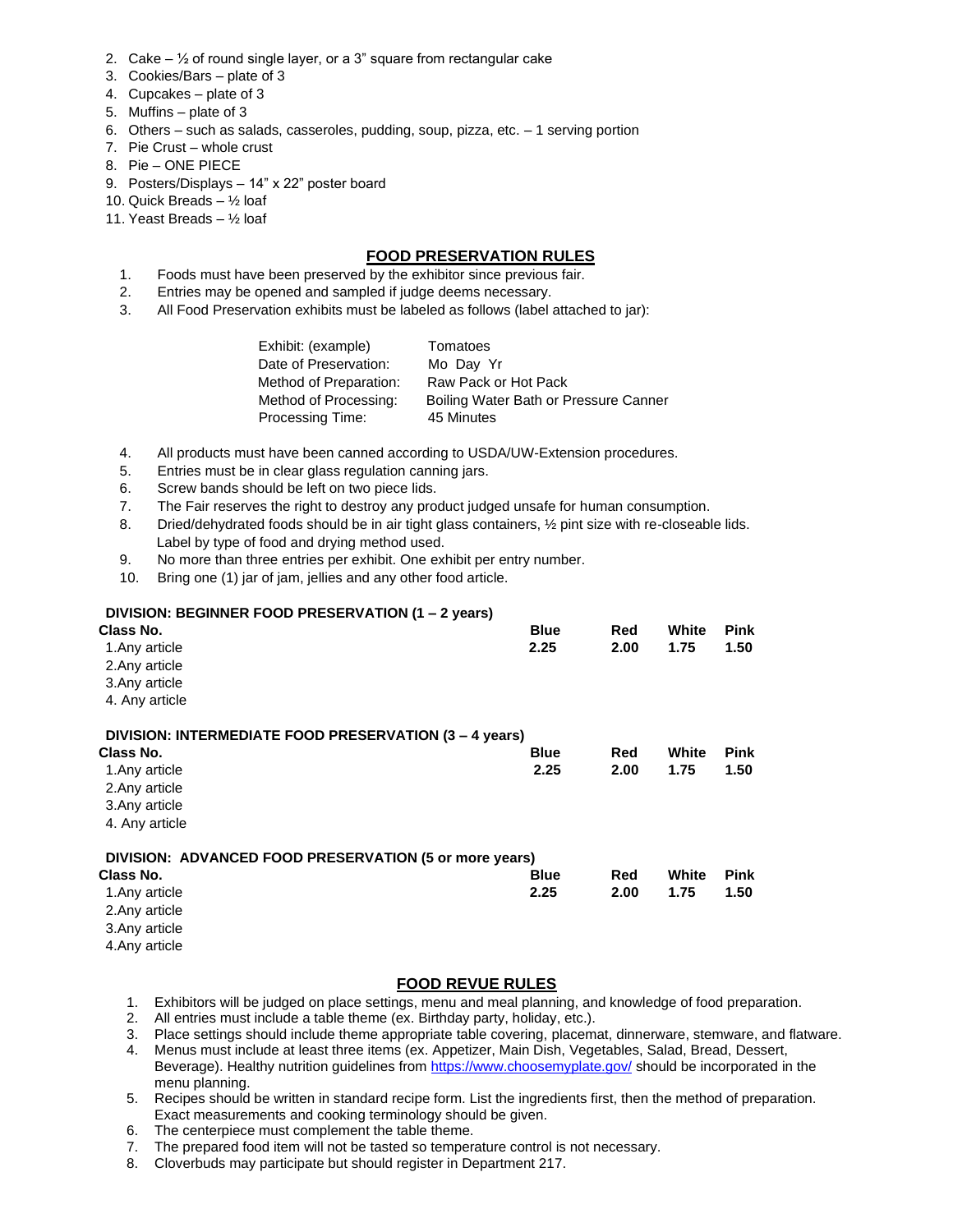2. Cake – ½ of round single layer, or a 3" square from rectangular cake
3. Cookies/Bars – plate of 3
4. Cupcakes – plate of 3
5. Muffins – plate of 3
6. Others – such as salads, casseroles, pudding, soup, pizza, etc. – 1 serving portion
7. Pie Crust – whole crust
8. Pie – ONE PIECE
9. Posters/Displays – 14" x 22" poster board
10. Quick Breads – ½ loaf
11. Yeast Breads – ½ loaf

## FOOD PRESERVATION RULES

1. Foods must have been preserved by the exhibitor since previous fair.
2. Entries may be opened and sampled if judge deems necessary.
3. All Food Preservation exhibits must be labeled as follows (label attached to jar):

| | |
|---|---|
| Exhibit: (example) | Tomatoes |
| Date of Preservation: | Mo Day Yr |
| Method of Preparation: | Raw Pack or Hot Pack |
| Method of Processing: | Boiling Water Bath or Pressure Canner |
| Processing Time: | 45 Minutes |

4. All products must have been canned according to USDA/UW-Extension procedures.
5. Entries must be in clear glass regulation canning jars.
6. Screw bands should be left on two piece lids.
7. The Fair reserves the right to destroy any product judged unsafe for human consumption.
8. Dried/dehydrated foods should be in air tight glass containers, ½ pint size with re-closeable lids. Label by type of food and drying method used.
9. No more than three entries per exhibit. One exhibit per entry number.
10. Bring one (1) jar of jam, jellies and any other food article.

**DIVISION: BEGINNER FOOD PRESERVATION (1 – 2 years)**

| Class No. | Blue | Red | White | Pink |
|---|---|---|---|---|
| 1.Any article | 2.25 | 2.00 | 1.75 | 1.50 |
| 2.Any article | | | | |
| 3.Any article | | | | |
| 4. Any article | | | | |

**DIVISION: INTERMEDIATE FOOD PRESERVATION (3 – 4 years)**

| Class No. | Blue | Red | White | Pink |
|---|---|---|---|---|
| 1.Any article | 2.25 | 2.00 | 1.75 | 1.50 |
| 2.Any article | | | | |
| 3.Any article | | | | |
| 4. Any article | | | | |

**DIVISION: ADVANCED FOOD PRESERVATION (5 or more years)**

| Class No. | Blue | Red | White | Pink |
|---|---|---|---|---|
| 1.Any article | 2.25 | 2.00 | 1.75 | 1.50 |
| 2.Any article | | | | |
| 3.Any article | | | | |
| 4.Any article | | | | |

## FOOD REVUE RULES

1. Exhibitors will be judged on place settings, menu and meal planning, and knowledge of food preparation.
2. All entries must include a table theme (ex. Birthday party, holiday, etc.).
3. Place settings should include theme appropriate table covering, placemat, dinnerware, stemware, and flatware.
4. Menus must include at least three items (ex. Appetizer, Main Dish, Vegetables, Salad, Bread, Dessert, Beverage). Healthy nutrition guidelines from https://www.choosemyplate.gov/ should be incorporated in the menu planning.
5. Recipes should be written in standard recipe form. List the ingredients first, then the method of preparation. Exact measurements and cooking terminology should be given.
6. The centerpiece must complement the table theme.
7. The prepared food item will not be tasted so temperature control is not necessary.
8. Cloverbuds may participate but should register in Department 217.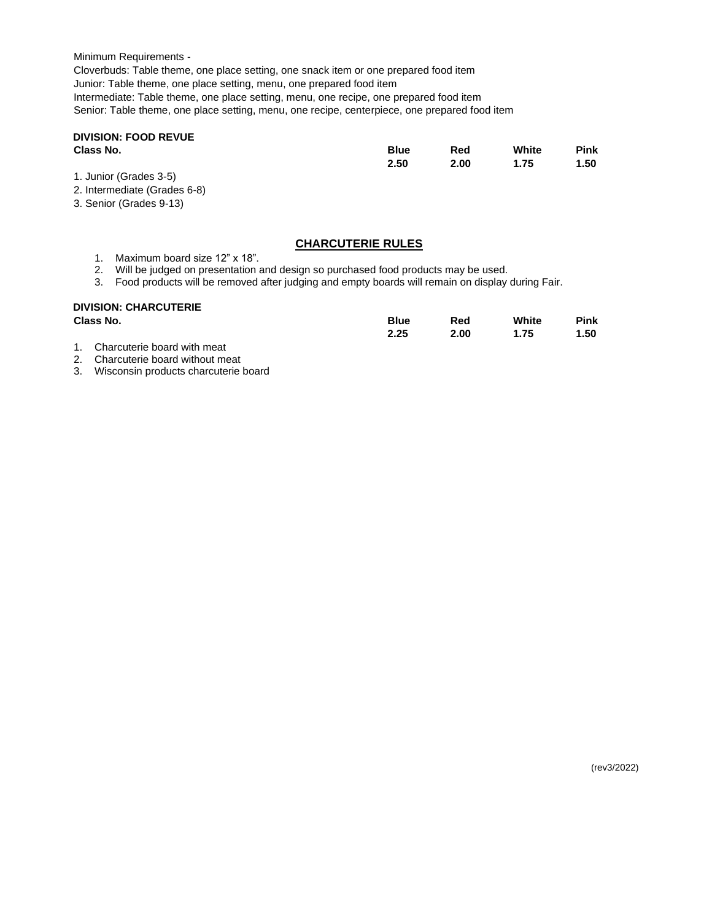Minimum Requirements -
Cloverbuds: Table theme, one place setting, one snack item or one prepared food item
Junior: Table theme, one place setting, menu, one prepared food item
Intermediate: Table theme, one place setting, menu, one recipe, one prepared food item
Senior: Table theme, one place setting, menu, one recipe, centerpiece, one prepared food item

**DIVISION: FOOD REVUE**

| Class No. | Blue | Red | White | Pink |
|---|---|---|---|---|
| | 2.50 | 2.00 | 1.75 | 1.50 |
| 1. Junior (Grades 3-5) | | | | |
| 2. Intermediate (Grades 6-8) | | | | |
| 3. Senior (Grades 9-13) | | | | |

## CHARCUTERIE RULES

1. Maximum board size 12" x 18".
2. Will be judged on presentation and design so purchased food products may be used.
3. Food products will be removed after judging and empty boards will remain on display during Fair.

**DIVISION: CHARCUTERIE**

| Class No. | Blue | Red | White | Pink |
|---|---|---|---|---|
| | 2.25 | 2.00 | 1.75 | 1.50 |
| 1. Charcuterie board with meat | | | | |
| 2. Charcuterie board without meat | | | | |
| 3. Wisconsin products charcuterie board | | | | |

(rev3/2022)